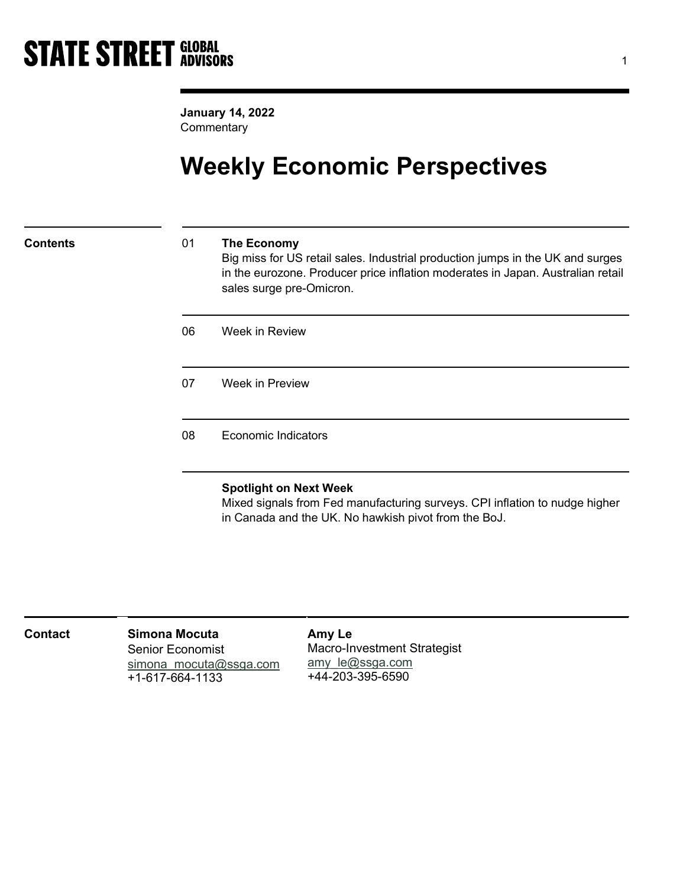**STATE STREET GLOBAL ADVISORS**

**January 14, 2022**
Commentary

# Weekly Economic Perspectives

## Contents

| | |
|---|---|
| 01 | **The Economy** Big miss for US retail sales. Industrial production jumps in the UK and surges in the eurozone. Producer price inflation moderates in Japan. Australian retail sales surge pre-Omicron. |
| 06 | Week in Review |
| 07 | Week in Preview |
| 08 | Economic Indicators |

**Spotlight on Next Week**
Mixed signals from Fed manufacturing surveys. CPI inflation to nudge higher in Canada and the UK. No hawkish pivot from the BoJ.

## Contact

**Simona Mocuta**
Senior Economist
simona_mocuta@ssga.com
+1-617-664-1133

**Amy Le**
Macro-Investment Strategist
amy_le@ssga.com
+44-203-395-6590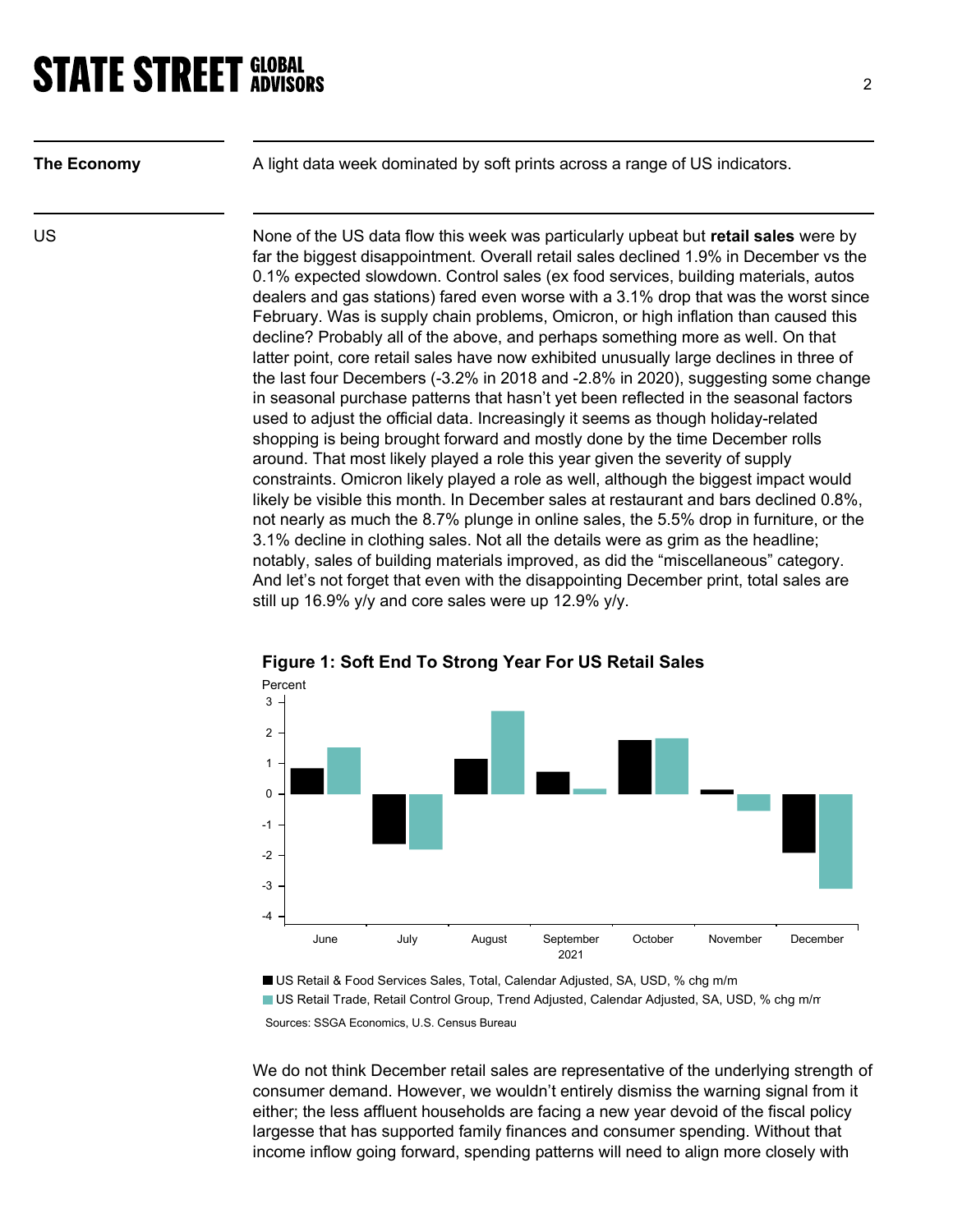**The Economy**

A light data week dominated by soft prints across a range of US indicators.

**US**

None of the US data flow this week was particularly upbeat but **retail sales** were by far the biggest disappointment. Overall retail sales declined 1.9% in December vs the 0.1% expected slowdown. Control sales (ex food services, building materials, autos dealers and gas stations) fared even worse with a 3.1% drop that was the worst since February. Was is supply chain problems, Omicron, or high inflation than caused this decline? Probably all of the above, and perhaps something more as well. On that latter point, core retail sales have now exhibited unusually large declines in three of the last four Decembers (-3.2% in 2018 and -2.8% in 2020), suggesting some change in seasonal purchase patterns that hasn't yet been reflected in the seasonal factors used to adjust the official data. Increasingly it seems as though holiday-related shopping is being brought forward and mostly done by the time December rolls around. That most likely played a role this year given the severity of supply constraints. Omicron likely played a role as well, although the biggest impact would likely be visible this month. In December sales at restaurant and bars declined 0.8%, not nearly as much the 8.7% plunge in online sales, the 5.5% drop in furniture, or the 3.1% decline in clothing sales. Not all the details were as grim as the headline; notably, sales of building materials improved, as did the "miscellaneous" category. And let's not forget that even with the disappointing December print, total sales are still up 16.9% y/y and core sales were up 12.9% y/y.

**Figure 1: Soft End To Strong Year For US Retail Sales**

Percent

■ US Retail & Food Services Sales, Total, Calendar Adjusted, SA, USD, % chg m/m
■ US Retail Trade, Retail Control Group, Trend Adjusted, Calendar Adjusted, SA, USD, % chg m/m

Sources: SSGA Economics, U.S. Census Bureau

We do not think December retail sales are representative of the underlying strength of consumer demand. However, we wouldn't entirely dismiss the warning signal from it either; the less affluent households are facing a new year devoid of the fiscal policy largesse that has supported family finances and consumer spending. Without that income inflow going forward, spending patterns will need to align more closely with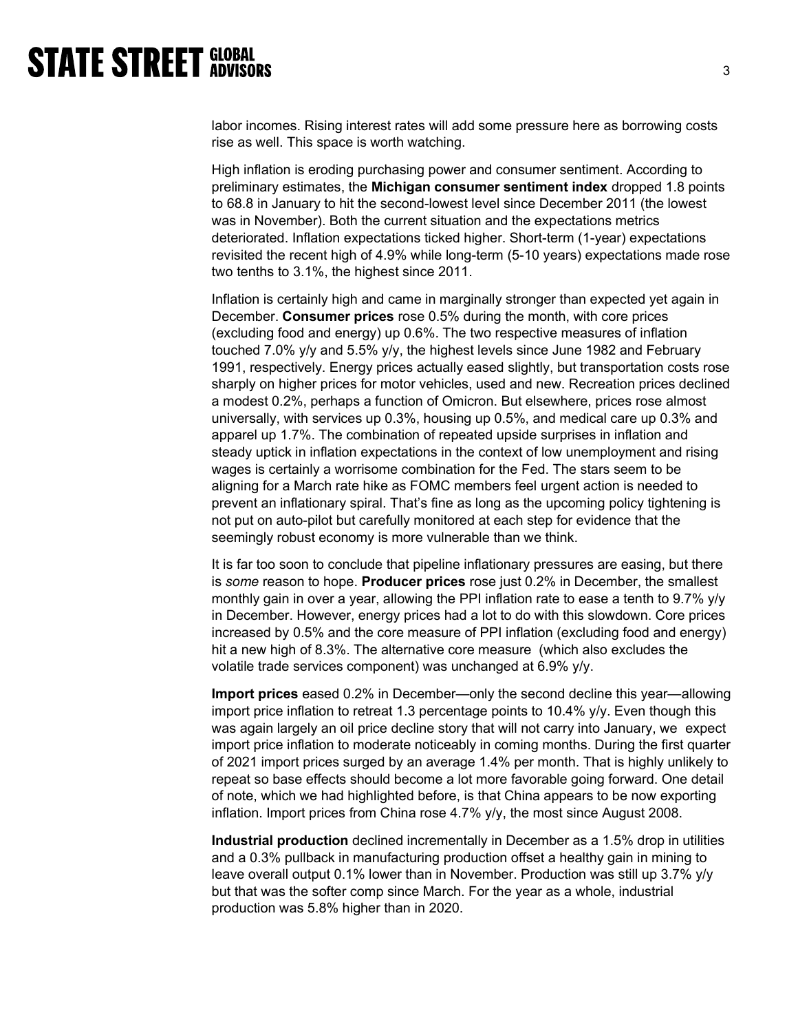labor incomes. Rising interest rates will add some pressure here as borrowing costs rise as well. This space is worth watching.

High inflation is eroding purchasing power and consumer sentiment. According to preliminary estimates, the **Michigan consumer sentiment index** dropped 1.8 points to 68.8 in January to hit the second-lowest level since December 2011 (the lowest was in November). Both the current situation and the expectations metrics deteriorated. Inflation expectations ticked higher. Short-term (1-year) expectations revisited the recent high of 4.9% while long-term (5-10 years) expectations made rose two tenths to 3.1%, the highest since 2011.

Inflation is certainly high and came in marginally stronger than expected yet again in December. **Consumer prices** rose 0.5% during the month, with core prices (excluding food and energy) up 0.6%. The two respective measures of inflation touched 7.0% y/y and 5.5% y/y, the highest levels since June 1982 and February 1991, respectively. Energy prices actually eased slightly, but transportation costs rose sharply on higher prices for motor vehicles, used and new. Recreation prices declined a modest 0.2%, perhaps a function of Omicron. But elsewhere, prices rose almost universally, with services up 0.3%, housing up 0.5%, and medical care up 0.3% and apparel up 1.7%. The combination of repeated upside surprises in inflation and steady uptick in inflation expectations in the context of low unemployment and rising wages is certainly a worrisome combination for the Fed. The stars seem to be aligning for a March rate hike as FOMC members feel urgent action is needed to prevent an inflationary spiral. That's fine as long as the upcoming policy tightening is not put on auto-pilot but carefully monitored at each step for evidence that the seemingly robust economy is more vulnerable than we think.

It is far too soon to conclude that pipeline inflationary pressures are easing, but there is *some* reason to hope. **Producer prices** rose just 0.2% in December, the smallest monthly gain in over a year, allowing the PPI inflation rate to ease a tenth to 9.7% y/y in December. However, energy prices had a lot to do with this slowdown. Core prices increased by 0.5% and the core measure of PPI inflation (excluding food and energy) hit a new high of 8.3%. The alternative core measure (which also excludes the volatile trade services component) was unchanged at 6.9% y/y.

**Import prices** eased 0.2% in December—only the second decline this year—allowing import price inflation to retreat 1.3 percentage points to 10.4% y/y. Even though this was again largely an oil price decline story that will not carry into January, we expect import price inflation to moderate noticeably in coming months. During the first quarter of 2021 import prices surged by an average 1.4% per month. That is highly unlikely to repeat so base effects should become a lot more favorable going forward. One detail of note, which we had highlighted before, is that China appears to be now exporting inflation. Import prices from China rose 4.7% y/y, the most since August 2008.

**Industrial production** declined incrementally in December as a 1.5% drop in utilities and a 0.3% pullback in manufacturing production offset a healthy gain in mining to leave overall output 0.1% lower than in November. Production was still up 3.7% y/y but that was the softer comp since March. For the year as a whole, industrial production was 5.8% higher than in 2020.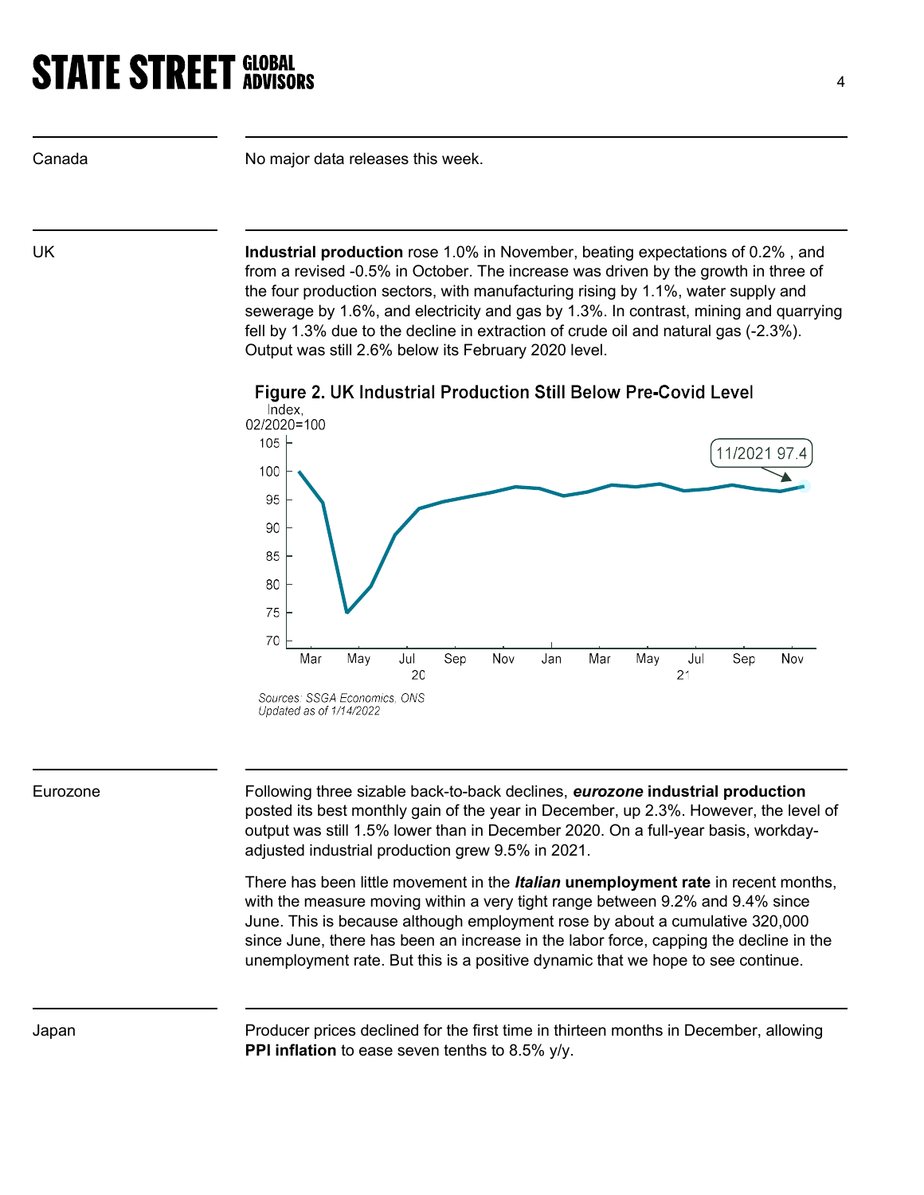Canada

No major data releases this week.

UK

**Industrial production** rose 1.0% in November, beating expectations of 0.2% , and from a revised -0.5% in October. The increase was driven by the growth in three of the four production sectors, with manufacturing rising by 1.1%, water supply and sewerage by 1.6%, and electricity and gas by 1.3%. In contrast, mining and quarrying fell by 1.3% due to the decline in extraction of crude oil and natural gas (-2.3%). Output was still 2.6% below its February 2020 level.

**Figure 2. UK Industrial Production Still Below Pre-Covid Level**

Sources: SSGA Economics, ONS
Updated as of 1/14/2022

Eurozone

Following three sizable back-to-back declines, ***eurozone*** **industrial production** posted its best monthly gain of the year in December, up 2.3%. However, the level of output was still 1.5% lower than in December 2020. On a full-year basis, workday-adjusted industrial production grew 9.5% in 2021.

There has been little movement in the ***Italian*** **unemployment rate** in recent months, with the measure moving within a very tight range between 9.2% and 9.4% since June. This is because although employment rose by about a cumulative 320,000 since June, there has been an increase in the labor force, capping the decline in the unemployment rate. But this is a positive dynamic that we hope to see continue.

Japan

Producer prices declined for the first time in thirteen months in December, allowing **PPI inflation** to ease seven tenths to 8.5% y/y.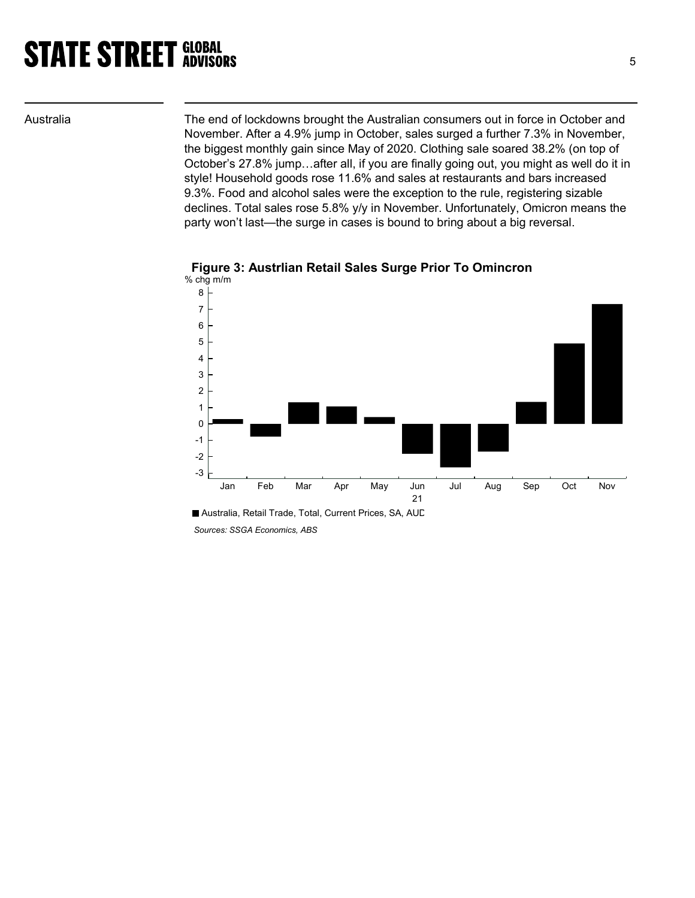Australia

The end of lockdowns brought the Australian consumers out in force in October and November. After a 4.9% jump in October, sales surged a further 7.3% in November, the biggest monthly gain since May of 2020. Clothing sale soared 38.2% (on top of October's 27.8% jump…after all, if you are finally going out, you might as well do it in style! Household goods rose 11.6% and sales at restaurants and bars increased 9.3%. Food and alcohol sales were the exception to the rule, registering sizable declines. Total sales rose 5.8% y/y in November. Unfortunately, Omicron means the party won't last—the surge in cases is bound to bring about a big reversal.

**Figure 3: Austrlian Retail Sales Surge Prior To Omincron**

% chg m/m

■ Australia, Retail Trade, Total, Current Prices, SA, AUD

*Sources: SSGA Economics, ABS*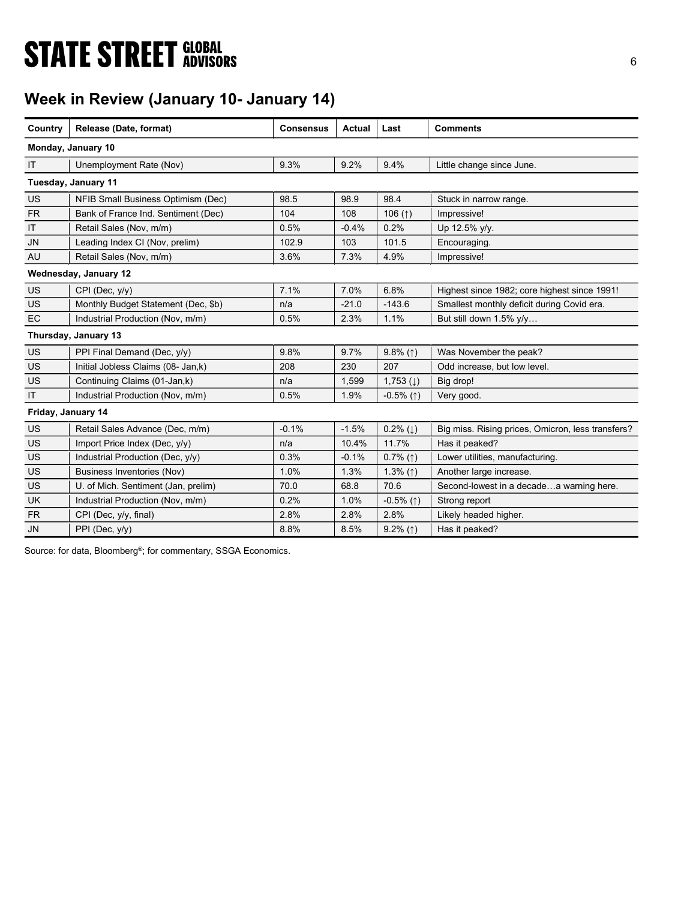## Week in Review (January 10- January 14)

| Country | Release (Date, format) | Consensus | Actual | Last | Comments |
|---|---|---|---|---|---|
| **Monday, January 10** | | | | | |
| IT | Unemployment Rate (Nov) | 9.3% | 9.2% | 9.4% | Little change since June. |
| **Tuesday, January 11** | | | | | |
| US | NFIB Small Business Optimism (Dec) | 98.5 | 98.9 | 98.4 | Stuck in narrow range. |
| FR | Bank of France Ind. Sentiment (Dec) | 104 | 108 | 106 (↑) | Impressive! |
| IT | Retail Sales (Nov, m/m) | 0.5% | -0.4% | 0.2% | Up 12.5% y/y. |
| JN | Leading Index CI (Nov, prelim) | 102.9 | 103 | 101.5 | Encouraging. |
| AU | Retail Sales (Nov, m/m) | 3.6% | 7.3% | 4.9% | Impressive! |
| **Wednesday, January 12** | | | | | |
| US | CPI (Dec, y/y) | 7.1% | 7.0% | 6.8% | Highest since 1982; core highest since 1991! |
| US | Monthly Budget Statement (Dec, $b) | n/a | -21.0 | -143.6 | Smallest monthly deficit during Covid era. |
| EC | Industrial Production (Nov, m/m) | 0.5% | 2.3% | 1.1% | But still down 1.5% y/y… |
| **Thursday, January 13** | | | | | |
| US | PPI Final Demand (Dec, y/y) | 9.8% | 9.7% | 9.8% (↑) | Was November the peak? |
| US | Initial Jobless Claims (08- Jan,k) | 208 | 230 | 207 | Odd increase, but low level. |
| US | Continuing Claims (01-Jan,k) | n/a | 1,599 | 1,753 (↓) | Big drop! |
| IT | Industrial Production (Nov, m/m) | 0.5% | 1.9% | -0.5% (↑) | Very good. |
| **Friday, January 14** | | | | | |
| US | Retail Sales Advance (Dec, m/m) | -0.1% | -1.5% | 0.2% (↓) | Big miss. Rising prices, Omicron, less transfers? |
| US | Import Price Index (Dec, y/y) | n/a | 10.4% | 11.7% | Has it peaked? |
| US | Industrial Production (Dec, y/y) | 0.3% | -0.1% | 0.7% (↑) | Lower utilities, manufacturing. |
| US | Business Inventories (Nov) | 1.0% | 1.3% | 1.3% (↑) | Another large increase. |
| US | U. of Mich. Sentiment (Jan, prelim) | 70.0 | 68.8 | 70.6 | Second-lowest in a decade…a warning here. |
| UK | Industrial Production (Nov, m/m) | 0.2% | 1.0% | -0.5% (↑) | Strong report |
| FR | CPI (Dec, y/y, final) | 2.8% | 2.8% | 2.8% | Likely headed higher. |
| JN | PPI (Dec, y/y) | 8.8% | 8.5% | 9.2% (↑) | Has it peaked? |

Source: for data, Bloomberg®; for commentary, SSGA Economics.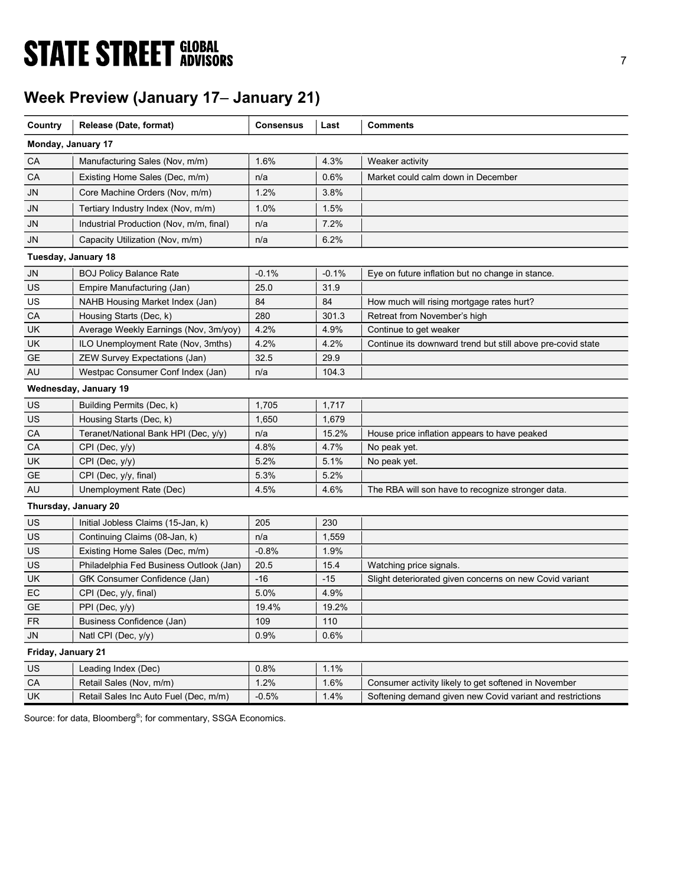## Week Preview (January 17– January 21)

| Country | Release (Date, format) | Consensus | Last | Comments |
|---|---|---|---|---|
| **Monday, January 17** | | | | |
| CA | Manufacturing Sales (Nov, m/m) | 1.6% | 4.3% | Weaker activity |
| CA | Existing Home Sales (Dec, m/m) | n/a | 0.6% | Market could calm down in December |
| JN | Core Machine Orders (Nov, m/m) | 1.2% | 3.8% | |
| JN | Tertiary Industry Index (Nov, m/m) | 1.0% | 1.5% | |
| JN | Industrial Production (Nov, m/m, final) | n/a | 7.2% | |
| JN | Capacity Utilization (Nov, m/m) | n/a | 6.2% | |
| **Tuesday, January 18** | | | | |
| JN | BOJ Policy Balance Rate | -0.1% | -0.1% | Eye on future inflation but no change in stance. |
| US | Empire Manufacturing (Jan) | 25.0 | 31.9 | |
| US | NAHB Housing Market Index (Jan) | 84 | 84 | How much will rising mortgage rates hurt? |
| CA | Housing Starts (Dec, k) | 280 | 301.3 | Retreat from November's high |
| UK | Average Weekly Earnings (Nov, 3m/yoy) | 4.2% | 4.9% | Continue to get weaker |
| UK | ILO Unemployment Rate (Nov, 3mths) | 4.2% | 4.2% | Continue its downward trend but still above pre-covid state |
| GE | ZEW Survey Expectations (Jan) | 32.5 | 29.9 | |
| AU | Westpac Consumer Conf Index (Jan) | n/a | 104.3 | |
| **Wednesday, January 19** | | | | |
| US | Building Permits (Dec, k) | 1,705 | 1,717 | |
| US | Housing Starts (Dec, k) | 1,650 | 1,679 | |
| CA | Teranet/National Bank HPI (Dec, y/y) | n/a | 15.2% | House price inflation appears to have peaked |
| CA | CPI (Dec, y/y) | 4.8% | 4.7% | No peak yet. |
| UK | CPI (Dec, y/y) | 5.2% | 5.1% | No peak yet. |
| GE | CPI (Dec, y/y, final) | 5.3% | 5.2% | |
| AU | Unemployment Rate (Dec) | 4.5% | 4.6% | The RBA will son have to recognize stronger data. |
| **Thursday, January 20** | | | | |
| US | Initial Jobless Claims (15-Jan, k) | 205 | 230 | |
| US | Continuing Claims (08-Jan, k) | n/a | 1,559 | |
| US | Existing Home Sales (Dec, m/m) | -0.8% | 1.9% | |
| US | Philadelphia Fed Business Outlook (Jan) | 20.5 | 15.4 | Watching price signals. |
| UK | GfK Consumer Confidence (Jan) | -16 | -15 | Slight deteriorated given concerns on new Covid variant |
| EC | CPI (Dec, y/y, final) | 5.0% | 4.9% | |
| GE | PPI (Dec, y/y) | 19.4% | 19.2% | |
| FR | Business Confidence (Jan) | 109 | 110 | |
| JN | Natl CPI (Dec, y/y) | 0.9% | 0.6% | |
| **Friday, January 21** | | | | |
| US | Leading Index (Dec) | 0.8% | 1.1% | |
| CA | Retail Sales (Nov, m/m) | 1.2% | 1.6% | Consumer activity likely to get softened in November |
| UK | Retail Sales Inc Auto Fuel (Dec, m/m) | -0.5% | 1.4% | Softening demand given new Covid variant and restrictions |

Source: for data, Bloomberg®; for commentary, SSGA Economics.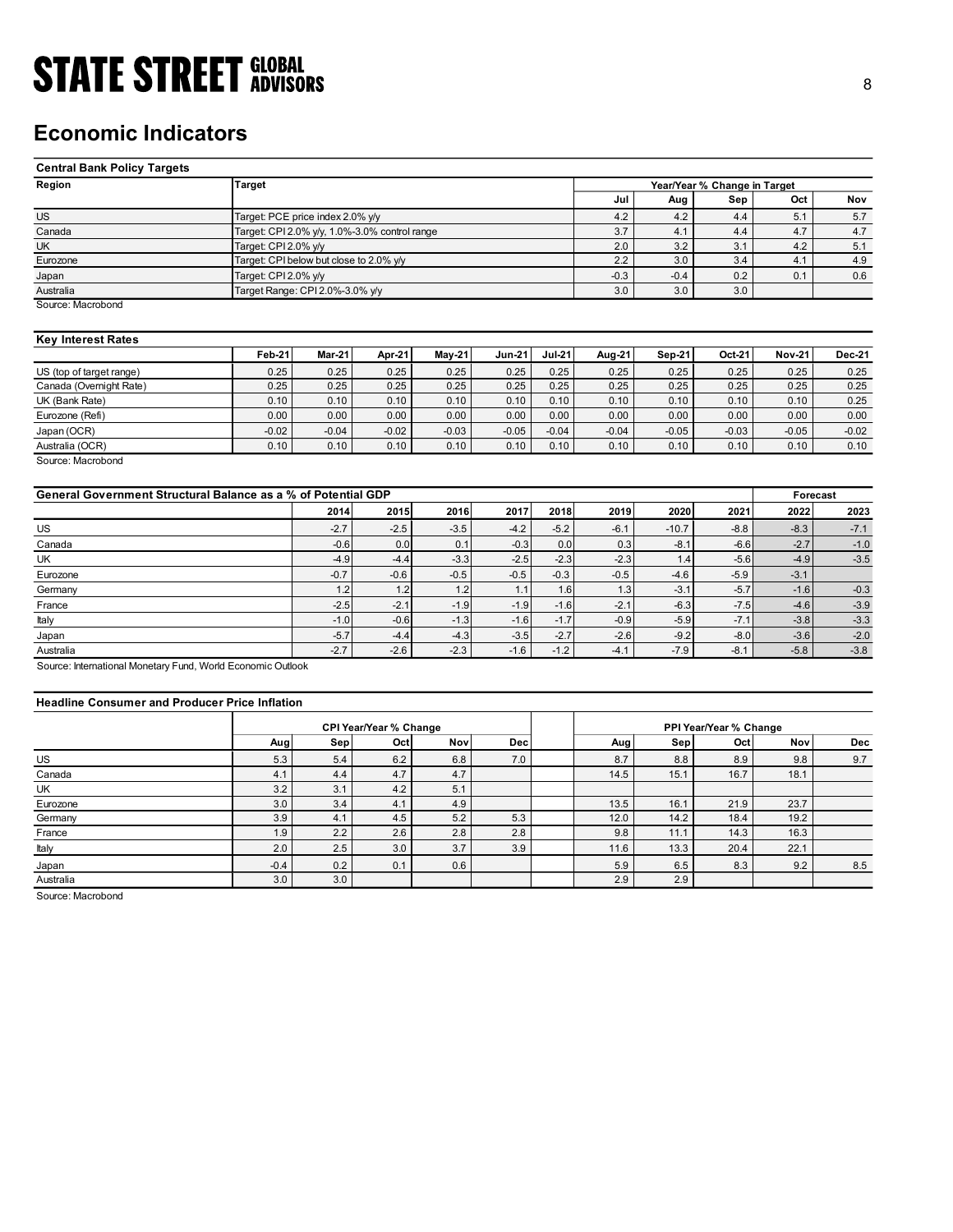# Economic Indicators

**Central Bank Policy Targets**

| Region | Target | Year/Year % Change in Target | | | | |
|---|---|---|---|---|---|---|
| | | Jul | Aug | Sep | Oct | Nov |
| US | Target: PCE price index 2.0% y/y | 4.2 | 4.2 | 4.4 | 5.1 | 5.7 |
| Canada | Target: CPI 2.0% y/y, 1.0%-3.0% control range | 3.7 | 4.1 | 4.4 | 4.7 | 4.7 |
| UK | Target: CPI 2.0% y/y | 2.0 | 3.2 | 3.1 | 4.2 | 5.1 |
| Eurozone | Target: CPI below but close to 2.0% y/y | 2.2 | 3.0 | 3.4 | 4.1 | 4.9 |
| Japan | Target: CPI 2.0% y/y | -0.3 | -0.4 | 0.2 | 0.1 | 0.6 |
| Australia | Target Range: CPI 2.0%-3.0% y/y | 3.0 | 3.0 | 3.0 | | |

Source: Macrobond

**Key Interest Rates**

| | Feb-21 | Mar-21 | Apr-21 | May-21 | Jun-21 | Jul-21 | Aug-21 | Sep-21 | Oct-21 | Nov-21 | Dec-21 |
|---|---|---|---|---|---|---|---|---|---|---|---|
| US (top of target range) | 0.25 | 0.25 | 0.25 | 0.25 | 0.25 | 0.25 | 0.25 | 0.25 | 0.25 | 0.25 | 0.25 |
| Canada (Overnight Rate) | 0.25 | 0.25 | 0.25 | 0.25 | 0.25 | 0.25 | 0.25 | 0.25 | 0.25 | 0.25 | 0.25 |
| UK (Bank Rate) | 0.10 | 0.10 | 0.10 | 0.10 | 0.10 | 0.10 | 0.10 | 0.10 | 0.10 | 0.10 | 0.25 |
| Eurozone (Refi) | 0.00 | 0.00 | 0.00 | 0.00 | 0.00 | 0.00 | 0.00 | 0.00 | 0.00 | 0.00 | 0.00 |
| Japan (OCR) | -0.02 | -0.04 | -0.02 | -0.03 | -0.05 | -0.04 | -0.04 | -0.05 | -0.03 | -0.05 | -0.02 |
| Australia (OCR) | 0.10 | 0.10 | 0.10 | 0.10 | 0.10 | 0.10 | 0.10 | 0.10 | 0.10 | 0.10 | 0.10 |

Source: Macrobond

**General Government Structural Balance as a % of Potential GDP**

| | 2014 | 2015 | 2016 | 2017 | 2018 | 2019 | 2020 | 2021 | Forecast 2022 | Forecast 2023 |
|---|---|---|---|---|---|---|---|---|---|---|
| US | -2.7 | -2.5 | -3.5 | -4.2 | -5.2 | -6.1 | -10.7 | -8.8 | -8.3 | -7.1 |
| Canada | -0.6 | 0.0 | 0.1 | -0.3 | 0.0 | 0.3 | -8.1 | -6.6 | -2.7 | -1.0 |
| UK | -4.9 | -4.4 | -3.3 | -2.5 | -2.3 | -2.3 | 1.4 | -5.6 | -4.9 | -3.5 |
| Eurozone | -0.7 | -0.6 | -0.5 | -0.5 | -0.3 | -0.5 | -4.6 | -5.9 | -3.1 | |
| Germany | 1.2 | 1.2 | 1.2 | 1.1 | 1.6 | 1.3 | -3.1 | -5.7 | -1.6 | -0.3 |
| France | -2.5 | -2.1 | -1.9 | -1.9 | -1.6 | -2.1 | -6.3 | -7.5 | -4.6 | -3.9 |
| Italy | -1.0 | -0.6 | -1.3 | -1.6 | -1.7 | -0.9 | -5.9 | -7.1 | -3.8 | -3.3 |
| Japan | -5.7 | -4.4 | -4.3 | -3.5 | -2.7 | -2.6 | -9.2 | -8.0 | -3.6 | -2.0 |
| Australia | -2.7 | -2.6 | -2.3 | -1.6 | -1.2 | -4.1 | -7.9 | -8.1 | -5.8 | -3.8 |

Source: International Monetary Fund, World Economic Outlook

**Headline Consumer and Producer Price Inflation**

| | CPI Year/Year % Change | | | | | PPI Year/Year % Change | | | | |
|---|---|---|---|---|---|---|---|---|---|---|
| | Aug | Sep | Oct | Nov | Dec | Aug | Sep | Oct | Nov | Dec |
| US | 5.3 | 5.4 | 6.2 | 6.8 | 7.0 | 8.7 | 8.8 | 8.9 | 9.8 | 9.7 |
| Canada | 4.1 | 4.4 | 4.7 | 4.7 | | 14.5 | 15.1 | 16.7 | 18.1 | |
| UK | 3.2 | 3.1 | 4.2 | 5.1 | | | | | | |
| Eurozone | 3.0 | 3.4 | 4.1 | 4.9 | | 13.5 | 16.1 | 21.9 | 23.7 | |
| Germany | 3.9 | 4.1 | 4.5 | 5.2 | 5.3 | 12.0 | 14.2 | 18.4 | 19.2 | |
| France | 1.9 | 2.2 | 2.6 | 2.8 | 2.8 | 9.8 | 11.1 | 14.3 | 16.3 | |
| Italy | 2.0 | 2.5 | 3.0 | 3.7 | 3.9 | 11.6 | 13.3 | 20.4 | 22.1 | |
| Japan | -0.4 | 0.2 | 0.1 | 0.6 | | 5.9 | 6.5 | 8.3 | 9.2 | 8.5 |
| Australia | 3.0 | 3.0 | | | | 2.9 | 2.9 | | | |

Source: Macrobond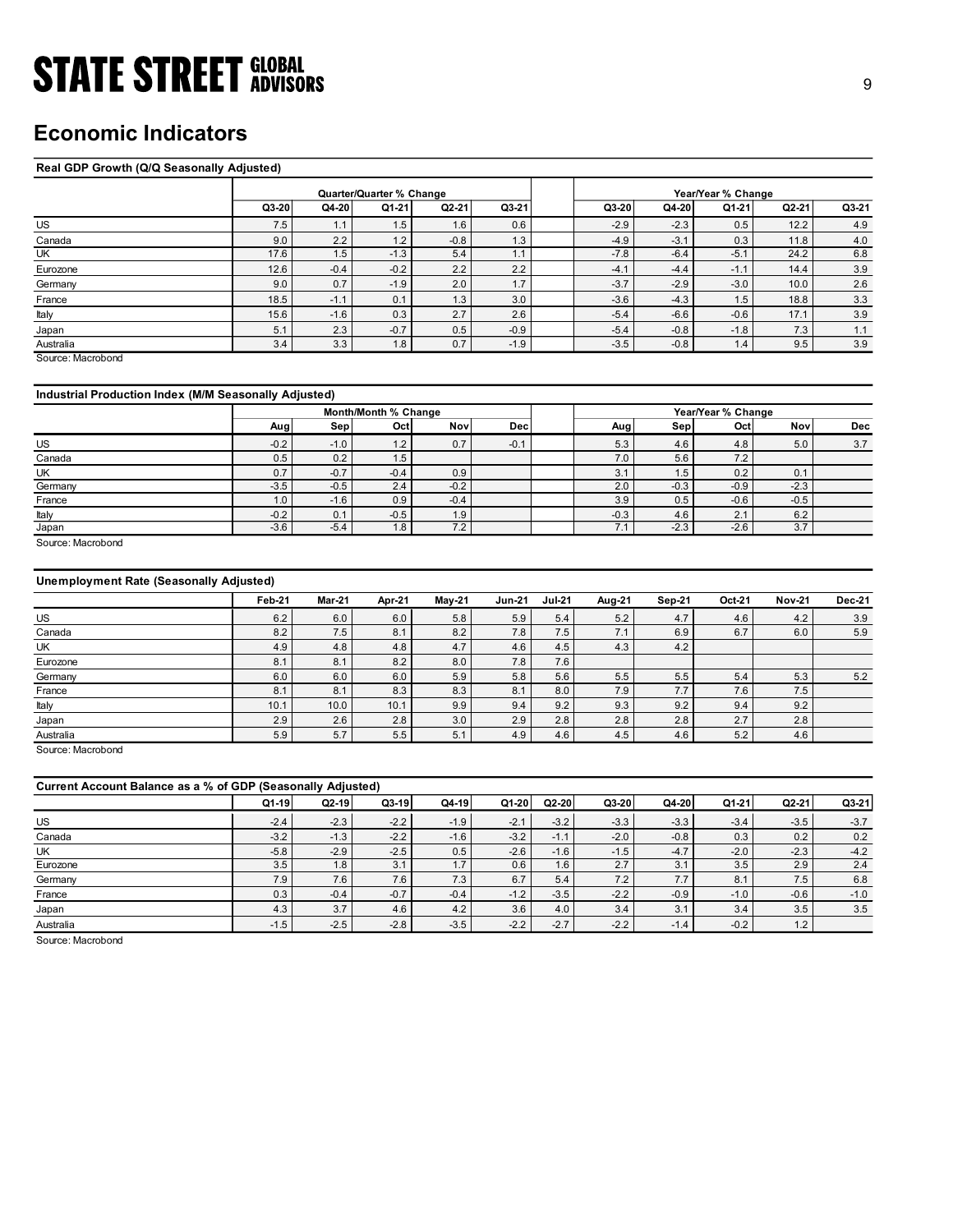## Economic Indicators

**Real GDP Growth (Q/Q Seasonally Adjusted)**

| | Quarter/Quarter % Change | | | | | Year/Year % Change | | | | |
|---|---|---|---|---|---|---|---|---|---|---|
| | Q3-20 | Q4-20 | Q1-21 | Q2-21 | Q3-21 | Q3-20 | Q4-20 | Q1-21 | Q2-21 | Q3-21 |
| US | 7.5 | 1.1 | 1.5 | 1.6 | 0.6 | -2.9 | -2.3 | 0.5 | 12.2 | 4.9 |
| Canada | 9.0 | 2.2 | 1.2 | -0.8 | 1.3 | -4.9 | -3.1 | 0.3 | 11.8 | 4.0 |
| UK | 17.6 | 1.5 | -1.3 | 5.4 | 1.1 | -7.8 | -6.4 | -5.1 | 24.2 | 6.8 |
| Eurozone | 12.6 | -0.4 | -0.2 | 2.2 | 2.2 | -4.1 | -4.4 | -1.1 | 14.4 | 3.9 |
| Germany | 9.0 | 0.7 | -1.9 | 2.0 | 1.7 | -3.7 | -2.9 | -3.0 | 10.0 | 2.6 |
| France | 18.5 | -1.1 | 0.1 | 1.3 | 3.0 | -3.6 | -4.3 | 1.5 | 18.8 | 3.3 |
| Italy | 15.6 | -1.6 | 0.3 | 2.7 | 2.6 | -5.4 | -6.6 | -0.6 | 17.1 | 3.9 |
| Japan | 5.1 | 2.3 | -0.7 | 0.5 | -0.9 | -5.4 | -0.8 | -1.8 | 7.3 | 1.1 |
| Australia | 3.4 | 3.3 | 1.8 | 0.7 | -1.9 | -3.5 | -0.8 | 1.4 | 9.5 | 3.9 |

Source: Macrobond

**Industrial Production Index (M/M Seasonally Adjusted)**

| | Month/Month % Change | | | | | Year/Year % Change | | | | |
|---|---|---|---|---|---|---|---|---|---|---|
| | Aug | Sep | Oct | Nov | Dec | Aug | Sep | Oct | Nov | Dec |
| US | -0.2 | -1.0 | 1.2 | 0.7 | -0.1 | 5.3 | 4.6 | 4.8 | 5.0 | 3.7 |
| Canada | 0.5 | 0.2 | 1.5 | | | 7.0 | 5.6 | 7.2 | | |
| UK | 0.7 | -0.7 | -0.4 | 0.9 | | 3.1 | 1.5 | 0.2 | 0.1 | |
| Germany | -3.5 | -0.5 | 2.4 | -0.2 | | 2.0 | -0.3 | -0.9 | -2.3 | |
| France | 1.0 | -1.6 | 0.9 | -0.4 | | 3.9 | 0.5 | -0.6 | -0.5 | |
| Italy | -0.2 | 0.1 | -0.5 | 1.9 | | -0.3 | 4.6 | 2.1 | 6.2 | |
| Japan | -3.6 | -5.4 | 1.8 | 7.2 | | 7.1 | -2.3 | -2.6 | 3.7 | |

Source: Macrobond

**Unemployment Rate (Seasonally Adjusted)**

| | Feb-21 | Mar-21 | Apr-21 | May-21 | Jun-21 | Jul-21 | Aug-21 | Sep-21 | Oct-21 | Nov-21 | Dec-21 |
|---|---|---|---|---|---|---|---|---|---|---|---|
| US | 6.2 | 6.0 | 6.0 | 5.8 | 5.9 | 5.4 | 5.2 | 4.7 | 4.6 | 4.2 | 3.9 |
| Canada | 8.2 | 7.5 | 8.1 | 8.2 | 7.8 | 7.5 | 7.1 | 6.9 | 6.7 | 6.0 | 5.9 |
| UK | 4.9 | 4.8 | 4.8 | 4.7 | 4.6 | 4.5 | 4.3 | 4.2 | | | |
| Eurozone | 8.1 | 8.1 | 8.2 | 8.0 | 7.8 | 7.6 | | | | | |
| Germany | 6.0 | 6.0 | 6.0 | 5.9 | 5.8 | 5.6 | 5.5 | 5.5 | 5.4 | 5.3 | 5.2 |
| France | 8.1 | 8.1 | 8.3 | 8.3 | 8.1 | 8.0 | 7.9 | 7.7 | 7.6 | 7.5 | |
| Italy | 10.1 | 10.0 | 10.1 | 9.9 | 9.4 | 9.2 | 9.3 | 9.2 | 9.4 | 9.2 | |
| Japan | 2.9 | 2.6 | 2.8 | 3.0 | 2.9 | 2.8 | 2.8 | 2.8 | 2.7 | 2.8 | |
| Australia | 5.9 | 5.7 | 5.5 | 5.1 | 4.9 | 4.6 | 4.5 | 4.6 | 5.2 | 4.6 | |

Source: Macrobond

**Current Account Balance as a % of GDP (Seasonally Adjusted)**

| | Q1-19 | Q2-19 | Q3-19 | Q4-19 | Q1-20 | Q2-20 | Q3-20 | Q4-20 | Q1-21 | Q2-21 | Q3-21 |
|---|---|---|---|---|---|---|---|---|---|---|---|
| US | -2.4 | -2.3 | -2.2 | -1.9 | -2.1 | -3.2 | -3.3 | -3.3 | -3.4 | -3.5 | -3.7 |
| Canada | -3.2 | -1.3 | -2.2 | -1.6 | -3.2 | -1.1 | -2.0 | -0.8 | 0.3 | 0.2 | 0.2 |
| UK | -5.8 | -2.9 | -2.5 | 0.5 | -2.6 | -1.6 | -1.5 | -4.7 | -2.0 | -2.3 | -4.2 |
| Eurozone | 3.5 | 1.8 | 3.1 | 1.7 | 0.6 | 1.6 | 2.7 | 3.1 | 3.5 | 2.9 | 2.4 |
| Germany | 7.9 | 7.6 | 7.6 | 7.3 | 6.7 | 5.4 | 7.2 | 7.7 | 8.1 | 7.5 | 6.8 |
| France | 0.3 | -0.4 | -0.7 | -0.4 | -1.2 | -3.5 | -2.2 | -0.9 | -1.0 | -0.6 | -1.0 |
| Japan | 4.3 | 3.7 | 4.6 | 4.2 | 3.6 | 4.0 | 3.4 | 3.1 | 3.4 | 3.5 | 3.5 |
| Australia | -1.5 | -2.5 | -2.8 | -3.5 | -2.2 | -2.7 | -2.2 | -1.4 | -0.2 | 1.2 | |

Source: Macrobond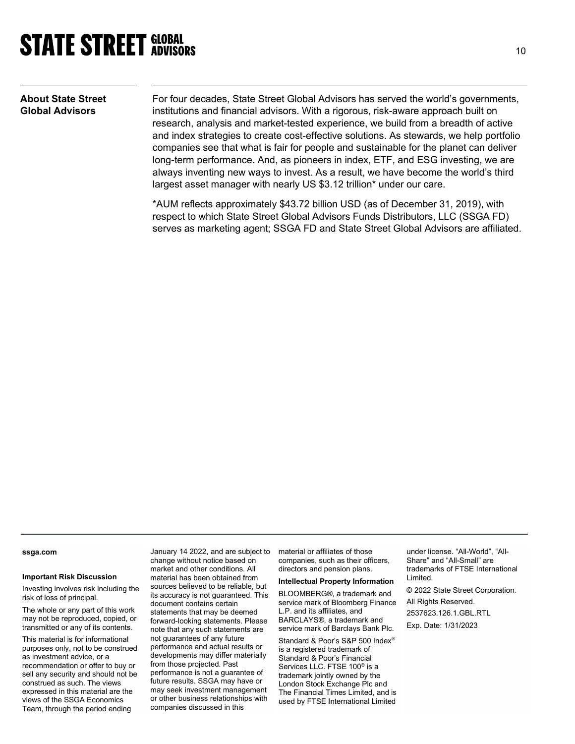## About State Street Global Advisors

For four decades, State Street Global Advisors has served the world's governments, institutions and financial advisors. With a rigorous, risk-aware approach built on research, analysis and market-tested experience, we build from a breadth of active and index strategies to create cost-effective solutions. As stewards, we help portfolio companies see that what is fair for people and sustainable for the planet can deliver long-term performance. And, as pioneers in index, ETF, and ESG investing, we are always inventing new ways to invest. As a result, we have become the world's third largest asset manager with nearly US $3.12 trillion* under our care.

*AUM reflects approximately $43.72 billion USD (as of December 31, 2019), with respect to which State Street Global Advisors Funds Distributors, LLC (SSGA FD) serves as marketing agent; SSGA FD and State Street Global Advisors are affiliated.

**ssga.com**

**Important Risk Discussion**

Investing involves risk including the risk of loss of principal.

The whole or any part of this work may not be reproduced, copied, or transmitted or any of its contents.

This material is for informational purposes only, not to be construed as investment advice, or a recommendation or offer to buy or sell any security and should not be construed as such. The views expressed in this material are the views of the SSGA Economics Team, through the period ending January 14 2022, and are subject to change without notice based on market and other conditions. All material has been obtained from sources believed to be reliable, but its accuracy is not guaranteed. This document contains certain statements that may be deemed forward-looking statements. Please note that any such statements are not guarantees of any future performance and actual results or developments may differ materially from those projected. Past performance is not a guarantee of future results. SSGA may have or may seek investment management or other business relationships with companies discussed in this material or affiliates of those companies, such as their officers, directors and pension plans.

**Intellectual Property Information**

BLOOMBERG®, a trademark and service mark of Bloomberg Finance L.P. and its affiliates, and BARCLAYS®, a trademark and service mark of Barclays Bank Plc.

Standard & Poor's S&P 500 Index® is a registered trademark of Standard & Poor's Financial Services LLC. FTSE 100® is a trademark jointly owned by the London Stock Exchange Plc and The Financial Times Limited, and is used by FTSE International Limited under license. "All-World", "All-Share" and "All-Small" are trademarks of FTSE International Limited.

© 2022 State Street Corporation.

All Rights Reserved.

2537623.126.1.GBL.RTL

Exp. Date: 1/31/2023